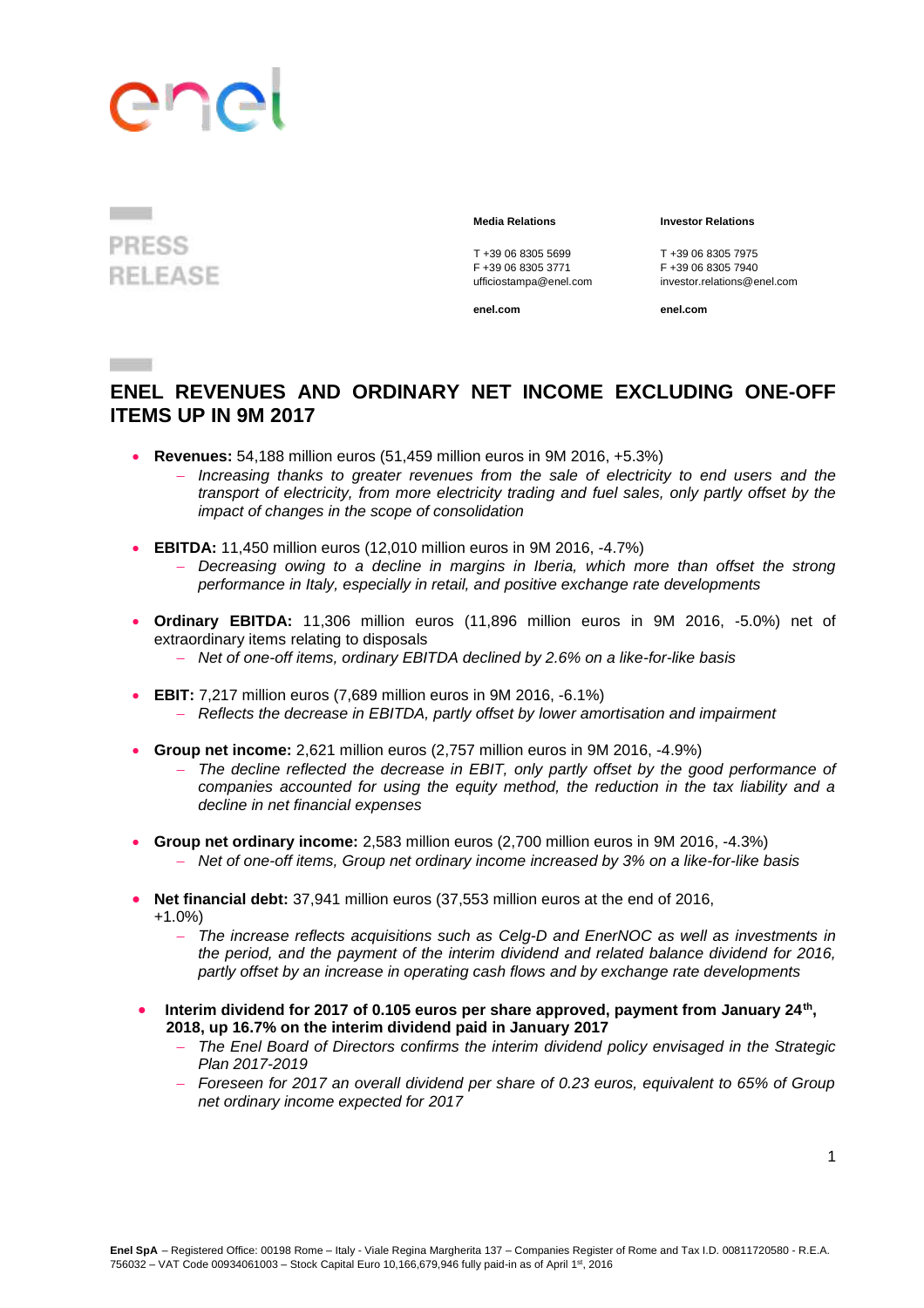PRESS RELEASE

**Media Relations**

T +39 06 8305 5699
F +39 06 8305 3771
ufficiostampa@enel.com

**enel.com**

**Investor Relations**

T +39 06 8305 7975
F +39 06 8305 7940
investor.relations@enel.com

**enel.com**

# ENEL REVENUES AND ORDINARY NET INCOME EXCLUDING ONE-OFF ITEMS UP IN 9M 2017

- **Revenues:** 54,188 million euros (51,459 million euros in 9M 2016, +5.3%)
  - *Increasing thanks to greater revenues from the sale of electricity to end users and the transport of electricity, from more electricity trading and fuel sales, only partly offset by the impact of changes in the scope of consolidation*
- **EBITDA:** 11,450 million euros (12,010 million euros in 9M 2016, -4.7%)
  - *Decreasing owing to a decline in margins in Iberia, which more than offset the strong performance in Italy, especially in retail, and positive exchange rate developments*
- **Ordinary EBITDA:** 11,306 million euros (11,896 million euros in 9M 2016, -5.0%) net of extraordinary items relating to disposals
  - *Net of one-off items, ordinary EBITDA declined by 2.6% on a like-for-like basis*
- **EBIT:** 7,217 million euros (7,689 million euros in 9M 2016, -6.1%)
  - *Reflects the decrease in EBITDA, partly offset by lower amortisation and impairment*
- **Group net income:** 2,621 million euros (2,757 million euros in 9M 2016, -4.9%)
  - *The decline reflected the decrease in EBIT, only partly offset by the good performance of companies accounted for using the equity method, the reduction in the tax liability and a decline in net financial expenses*
- **Group net ordinary income:** 2,583 million euros (2,700 million euros in 9M 2016, -4.3%)
  - *Net of one-off items, Group net ordinary income increased by 3% on a like-for-like basis*
- **Net financial debt:** 37,941 million euros (37,553 million euros at the end of 2016, +1.0%)
  - *The increase reflects acquisitions such as Celg-D and EnerNOC as well as investments in the period, and the payment of the interim dividend and related balance dividend for 2016, partly offset by an increase in operating cash flows and by exchange rate developments*
- **Interim dividend for 2017 of 0.105 euros per share approved, payment from January 24th, 2018, up 16.7% on the interim dividend paid in January 2017**
  - *The Enel Board of Directors confirms the interim dividend policy envisaged in the Strategic Plan 2017-2019*
  - *Foreseen for 2017 an overall dividend per share of 0.23 euros, equivalent to 65% of Group net ordinary income expected for 2017*

**Enel SpA** – Registered Office: 00198 Rome – Italy - Viale Regina Margherita 137 – Companies Register of Rome and Tax I.D. 00811720580 - R.E.A. 756032 – VAT Code 00934061003 – Stock Capital Euro 10,166,679,946 fully paid-in as of April 1st, 2016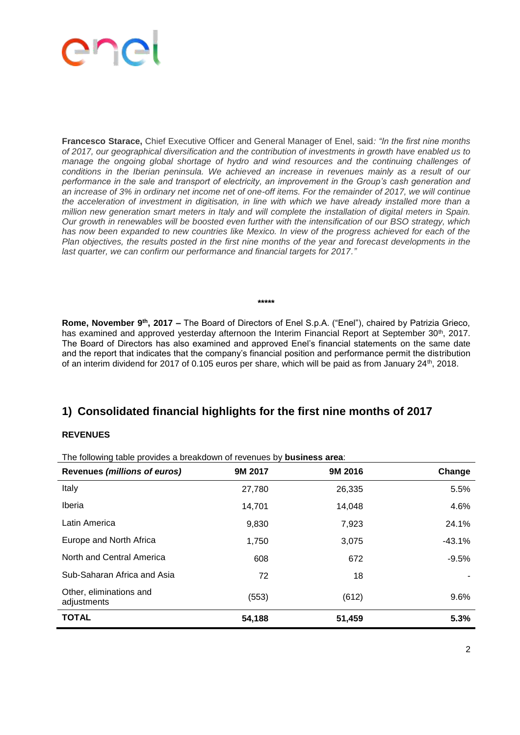**Francesco Starace,** Chief Executive Officer and General Manager of Enel, said*: "In the first nine months of 2017, our geographical diversification and the contribution of investments in growth have enabled us to manage the ongoing global shortage of hydro and wind resources and the continuing challenges of conditions in the Iberian peninsula. We achieved an increase in revenues mainly as a result of our performance in the sale and transport of electricity, an improvement in the Group's cash generation and an increase of 3% in ordinary net income net of one-off items. For the remainder of 2017, we will continue the acceleration of investment in digitisation, in line with which we have already installed more than a million new generation smart meters in Italy and will complete the installation of digital meters in Spain. Our growth in renewables will be boosted even further with the intensification of our BSO strategy, which has now been expanded to new countries like Mexico. In view of the progress achieved for each of the Plan objectives, the results posted in the first nine months of the year and forecast developments in the last quarter, we can confirm our performance and financial targets for 2017."*

\*\*\*\*\*

**Rome, November 9th, 2017 –** The Board of Directors of Enel S.p.A. ("Enel"), chaired by Patrizia Grieco, has examined and approved yesterday afternoon the Interim Financial Report at September 30th, 2017. The Board of Directors has also examined and approved Enel's financial statements on the same date and the report that indicates that the company's financial position and performance permit the distribution of an interim dividend for 2017 of 0.105 euros per share, which will be paid as from January 24th, 2018.

## 1) Consolidated financial highlights for the first nine months of 2017

**REVENUES**

The following table provides a breakdown of revenues by **business area**:

| Revenues *(millions of euros)* | 9M 2017 | 9M 2016 | Change |
|---|---|---|---|
| Italy | 27,780 | 26,335 | 5.5% |
| Iberia | 14,701 | 14,048 | 4.6% |
| Latin America | 9,830 | 7,923 | 24.1% |
| Europe and North Africa | 1,750 | 3,075 | -43.1% |
| North and Central America | 608 | 672 | -9.5% |
| Sub-Saharan Africa and Asia | 72 | 18 | - |
| Other, eliminations and adjustments | (553) | (612) | 9.6% |
| **TOTAL** | **54,188** | **51,459** | **5.3%** |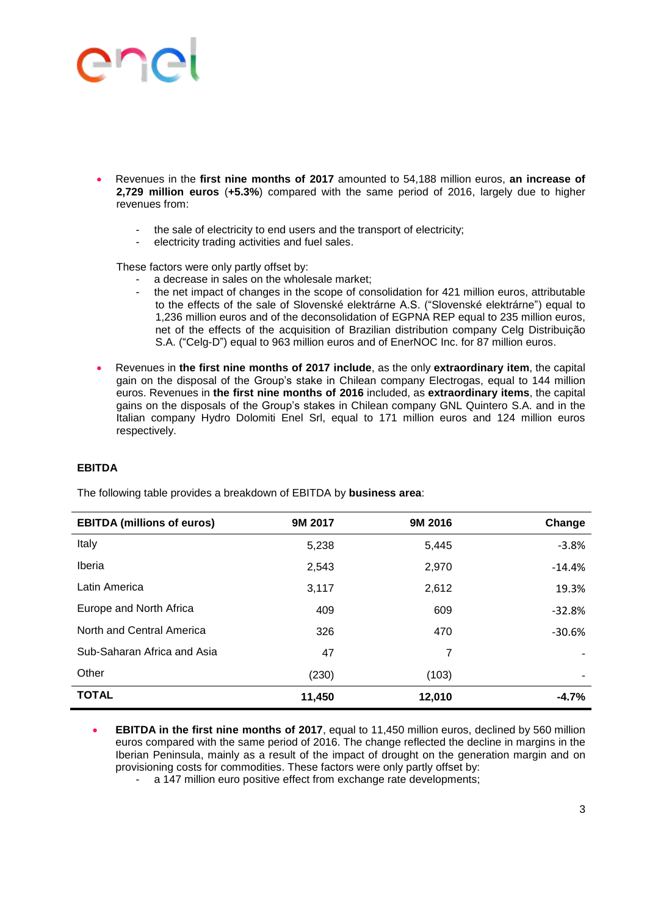- Revenues in the **first nine months of 2017** amounted to 54,188 million euros, **an increase of 2,729 million euros** (**+5.3%**) compared with the same period of 2016, largely due to higher revenues from:

  - the sale of electricity to end users and the transport of electricity;
  - electricity trading activities and fuel sales.

  These factors were only partly offset by:
  - a decrease in sales on the wholesale market;
  - the net impact of changes in the scope of consolidation for 421 million euros, attributable to the effects of the sale of Slovenské elektrárne A.S. ("Slovenské elektrárne") equal to 1,236 million euros and of the deconsolidation of EGPNA REP equal to 235 million euros, net of the effects of the acquisition of Brazilian distribution company Celg Distribuição S.A. ("Celg-D") equal to 963 million euros and of EnerNOC Inc. for 87 million euros.

- Revenues in **the first nine months of 2017 include**, as the only **extraordinary item**, the capital gain on the disposal of the Group's stake in Chilean company Electrogas, equal to 144 million euros. Revenues in **the first nine months of 2016** included, as **extraordinary items**, the capital gains on the disposals of the Group's stakes in Chilean company GNL Quintero S.A. and in the Italian company Hydro Dolomiti Enel Srl, equal to 171 million euros and 124 million euros respectively.

**EBITDA**

The following table provides a breakdown of EBITDA by **business area**:

| EBITDA (millions of euros) | 9M 2017 | 9M 2016 | Change |
|---|---|---|---|
| Italy | 5,238 | 5,445 | -3.8% |
| Iberia | 2,543 | 2,970 | -14.4% |
| Latin America | 3,117 | 2,612 | 19.3% |
| Europe and North Africa | 409 | 609 | -32.8% |
| North and Central America | 326 | 470 | -30.6% |
| Sub-Saharan Africa and Asia | 47 | 7 | - |
| Other | (230) | (103) | - |
| **TOTAL** | **11,450** | **12,010** | **-4.7%** |

- **EBITDA in the first nine months of 2017**, equal to 11,450 million euros, declined by 560 million euros compared with the same period of 2016. The change reflected the decline in margins in the Iberian Peninsula, mainly as a result of the impact of drought on the generation margin and on provisioning costs for commodities. These factors were only partly offset by:
  - a 147 million euro positive effect from exchange rate developments;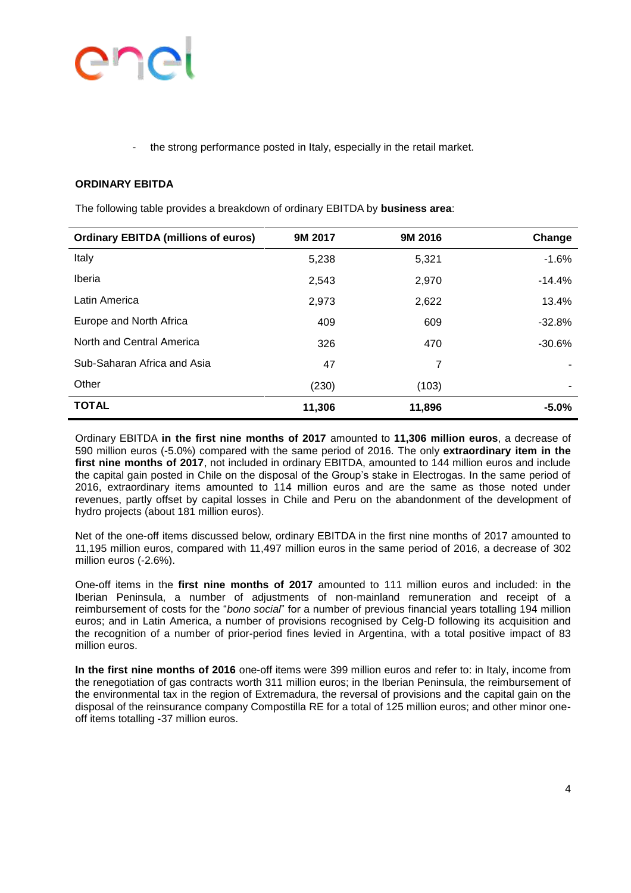- the strong performance posted in Italy, especially in the retail market.

**ORDINARY EBITDA**

The following table provides a breakdown of ordinary EBITDA by **business area**:

| Ordinary EBITDA (millions of euros) | 9M 2017 | 9M 2016 | Change |
|---|---|---|---|
| Italy | 5,238 | 5,321 | -1.6% |
| Iberia | 2,543 | 2,970 | -14.4% |
| Latin America | 2,973 | 2,622 | 13.4% |
| Europe and North Africa | 409 | 609 | -32.8% |
| North and Central America | 326 | 470 | -30.6% |
| Sub-Saharan Africa and Asia | 47 | 7 | - |
| Other | (230) | (103) | - |
| **TOTAL** | **11,306** | **11,896** | **-5.0%** |

Ordinary EBITDA **in the first nine months of 2017** amounted to **11,306 million euros**, a decrease of 590 million euros (-5.0%) compared with the same period of 2016. The only **extraordinary item in the first nine months of 2017**, not included in ordinary EBITDA, amounted to 144 million euros and include the capital gain posted in Chile on the disposal of the Group's stake in Electrogas. In the same period of 2016, extraordinary items amounted to 114 million euros and are the same as those noted under revenues, partly offset by capital losses in Chile and Peru on the abandonment of the development of hydro projects (about 181 million euros).

Net of the one-off items discussed below, ordinary EBITDA in the first nine months of 2017 amounted to 11,195 million euros, compared with 11,497 million euros in the same period of 2016, a decrease of 302 million euros (-2.6%).

One-off items in the **first nine months of 2017** amounted to 111 million euros and included: in the Iberian Peninsula, a number of adjustments of non-mainland remuneration and receipt of a reimbursement of costs for the "*bono social*" for a number of previous financial years totalling 194 million euros; and in Latin America, a number of provisions recognised by Celg-D following its acquisition and the recognition of a number of prior-period fines levied in Argentina, with a total positive impact of 83 million euros.

**In the first nine months of 2016** one-off items were 399 million euros and refer to: in Italy, income from the renegotiation of gas contracts worth 311 million euros; in the Iberian Peninsula, the reimbursement of the environmental tax in the region of Extremadura, the reversal of provisions and the capital gain on the disposal of the reinsurance company Compostilla RE for a total of 125 million euros; and other minor one-off items totalling -37 million euros.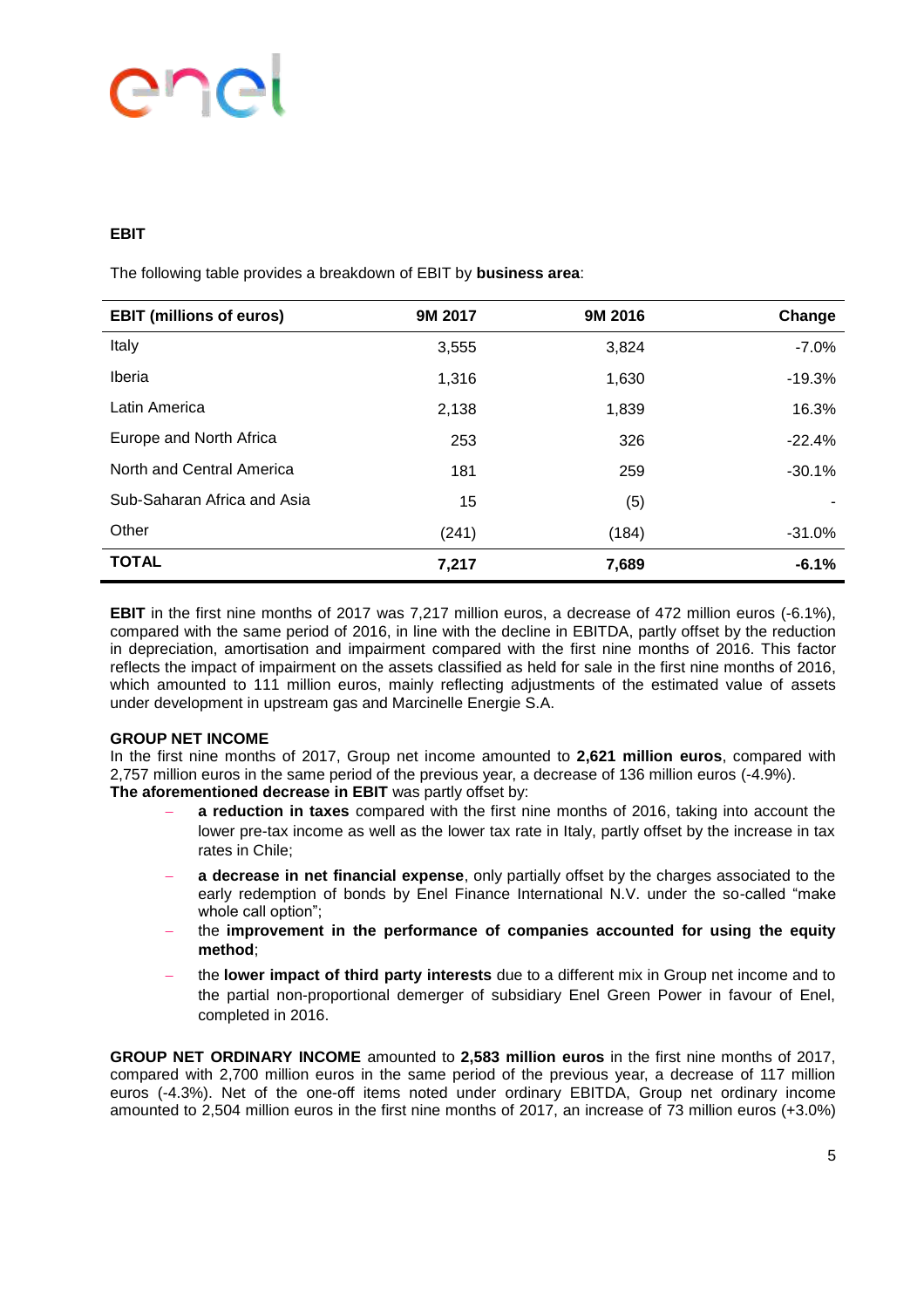## EBIT

The following table provides a breakdown of EBIT by **business area**:

| EBIT (millions of euros) | 9M 2017 | 9M 2016 | Change |
|---|---|---|---|
| Italy | 3,555 | 3,824 | -7.0% |
| Iberia | 1,316 | 1,630 | -19.3% |
| Latin America | 2,138 | 1,839 | 16.3% |
| Europe and North Africa | 253 | 326 | -22.4% |
| North and Central America | 181 | 259 | -30.1% |
| Sub-Saharan Africa and Asia | 15 | (5) | - |
| Other | (241) | (184) | -31.0% |
| **TOTAL** | **7,217** | **7,689** | **-6.1%** |

**EBIT** in the first nine months of 2017 was 7,217 million euros, a decrease of 472 million euros (-6.1%), compared with the same period of 2016, in line with the decline in EBITDA, partly offset by the reduction in depreciation, amortisation and impairment compared with the first nine months of 2016. This factor reflects the impact of impairment on the assets classified as held for sale in the first nine months of 2016, which amounted to 111 million euros, mainly reflecting adjustments of the estimated value of assets under development in upstream gas and Marcinelle Energie S.A.

**GROUP NET INCOME**

In the first nine months of 2017, Group net income amounted to **2,621 million euros**, compared with 2,757 million euros in the same period of the previous year, a decrease of 136 million euros (-4.9%).

**The aforementioned decrease in EBIT** was partly offset by:

- **a reduction in taxes** compared with the first nine months of 2016, taking into account the lower pre-tax income as well as the lower tax rate in Italy, partly offset by the increase in tax rates in Chile;
- **a decrease in net financial expense**, only partially offset by the charges associated to the early redemption of bonds by Enel Finance International N.V. under the so-called "make whole call option";
- the **improvement in the performance of companies accounted for using the equity method**;
- the **lower impact of third party interests** due to a different mix in Group net income and to the partial non-proportional demerger of subsidiary Enel Green Power in favour of Enel, completed in 2016.

**GROUP NET ORDINARY INCOME** amounted to **2,583 million euros** in the first nine months of 2017, compared with 2,700 million euros in the same period of the previous year, a decrease of 117 million euros (-4.3%). Net of the one-off items noted under ordinary EBITDA, Group net ordinary income amounted to 2,504 million euros in the first nine months of 2017, an increase of 73 million euros (+3.0%)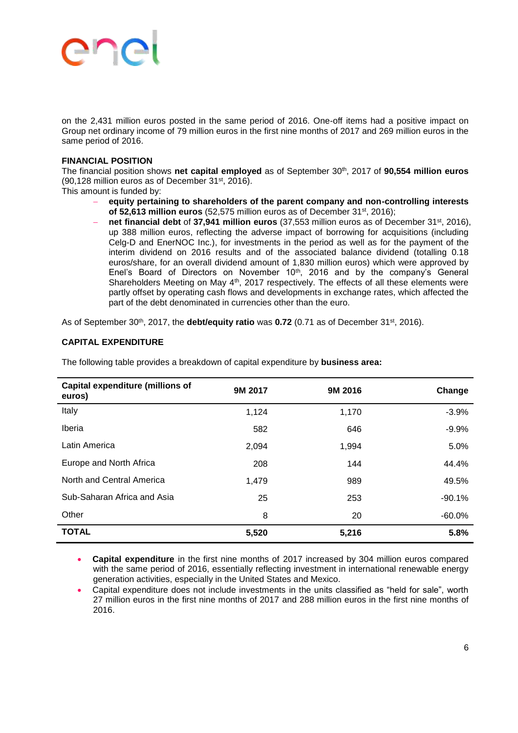on the 2,431 million euros posted in the same period of 2016. One-off items had a positive impact on Group net ordinary income of 79 million euros in the first nine months of 2017 and 269 million euros in the same period of 2016.

**FINANCIAL POSITION**

The financial position shows **net capital employed** as of September 30th, 2017 of **90,554 million euros** (90,128 million euros as of December 31st, 2016).
This amount is funded by:

- **equity pertaining to shareholders of the parent company and non-controlling interests of 52,613 million euros** (52,575 million euros as of December 31st, 2016);
- **net financial debt** of **37,941 million euros** (37,553 million euros as of December 31st, 2016), up 388 million euros, reflecting the adverse impact of borrowing for acquisitions (including Celg-D and EnerNOC Inc.), for investments in the period as well as for the payment of the interim dividend on 2016 results and of the associated balance dividend (totalling 0.18 euros/share, for an overall dividend amount of 1,830 million euros) which were approved by Enel's Board of Directors on November 10th, 2016 and by the company's General Shareholders Meeting on May 4th, 2017 respectively. The effects of all these elements were partly offset by operating cash flows and developments in exchange rates, which affected the part of the debt denominated in currencies other than the euro.

As of September 30th, 2017, the **debt/equity ratio** was **0.72** (0.71 as of December 31st, 2016).

**CAPITAL EXPENDITURE**

The following table provides a breakdown of capital expenditure by **business area:**

| Capital expenditure (millions of euros) | 9M 2017 | 9M 2016 | Change |
|---|---|---|---|
| Italy | 1,124 | 1,170 | -3.9% |
| Iberia | 582 | 646 | -9.9% |
| Latin America | 2,094 | 1,994 | 5.0% |
| Europe and North Africa | 208 | 144 | 44.4% |
| North and Central America | 1,479 | 989 | 49.5% |
| Sub-Saharan Africa and Asia | 25 | 253 | -90.1% |
| Other | 8 | 20 | -60.0% |
| **TOTAL** | **5,520** | **5,216** | **5.8%** |

- **Capital expenditure** in the first nine months of 2017 increased by 304 million euros compared with the same period of 2016, essentially reflecting investment in international renewable energy generation activities, especially in the United States and Mexico.
- Capital expenditure does not include investments in the units classified as "held for sale", worth 27 million euros in the first nine months of 2017 and 288 million euros in the first nine months of 2016.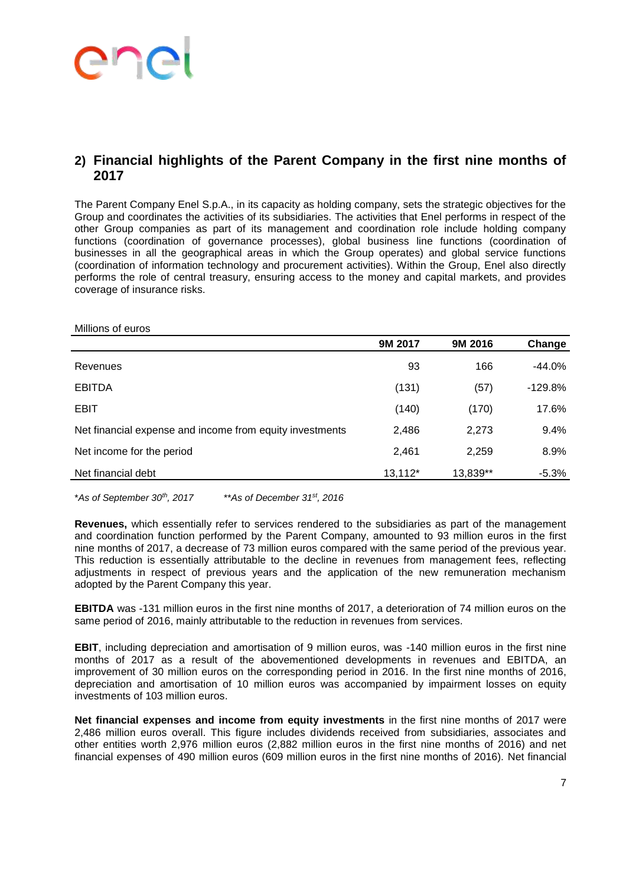## 2) Financial highlights of the Parent Company in the first nine months of 2017

The Parent Company Enel S.p.A., in its capacity as holding company, sets the strategic objectives for the Group and coordinates the activities of its subsidiaries. The activities that Enel performs in respect of the other Group companies as part of its management and coordination role include holding company functions (coordination of governance processes), global business line functions (coordination of businesses in all the geographical areas in which the Group operates) and global service functions (coordination of information technology and procurement activities). Within the Group, Enel also directly performs the role of central treasury, ensuring access to the money and capital markets, and provides coverage of insurance risks.

Millions of euros

| | 9M 2017 | 9M 2016 | Change |
|---|---|---|---|
| Revenues | 93 | 166 | -44.0% |
| EBITDA | (131) | (57) | -129.8% |
| EBIT | (140) | (170) | 17.6% |
| Net financial expense and income from equity investments | 2,486 | 2,273 | 9.4% |
| Net income for the period | 2,461 | 2,259 | 8.9% |
| Net financial debt | 13,112* | 13,839** | -5.3% |

*\*As of September 30th, 2017* *\*\*As of December 31st, 2016*

**Revenues,** which essentially refer to services rendered to the subsidiaries as part of the management and coordination function performed by the Parent Company, amounted to 93 million euros in the first nine months of 2017, a decrease of 73 million euros compared with the same period of the previous year. This reduction is essentially attributable to the decline in revenues from management fees, reflecting adjustments in respect of previous years and the application of the new remuneration mechanism adopted by the Parent Company this year.

**EBITDA** was -131 million euros in the first nine months of 2017, a deterioration of 74 million euros on the same period of 2016, mainly attributable to the reduction in revenues from services.

**EBIT**, including depreciation and amortisation of 9 million euros, was -140 million euros in the first nine months of 2017 as a result of the abovementioned developments in revenues and EBITDA, an improvement of 30 million euros on the corresponding period in 2016. In the first nine months of 2016, depreciation and amortisation of 10 million euros was accompanied by impairment losses on equity investments of 103 million euros.

**Net financial expenses and income from equity investments** in the first nine months of 2017 were 2,486 million euros overall. This figure includes dividends received from subsidiaries, associates and other entities worth 2,976 million euros (2,882 million euros in the first nine months of 2016) and net financial expenses of 490 million euros (609 million euros in the first nine months of 2016). Net financial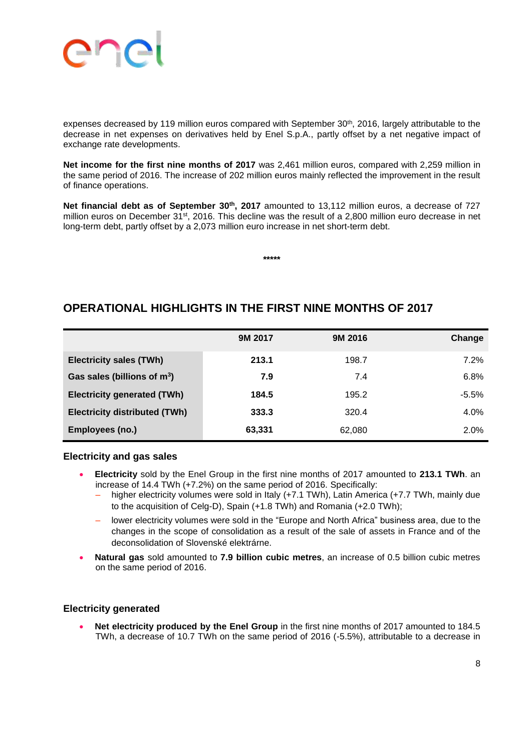expenses decreased by 119 million euros compared with September 30th, 2016, largely attributable to the decrease in net expenses on derivatives held by Enel S.p.A., partly offset by a net negative impact of exchange rate developments.

**Net income for the first nine months of 2017** was 2,461 million euros, compared with 2,259 million in the same period of 2016. The increase of 202 million euros mainly reflected the improvement in the result of finance operations.

**Net financial debt as of September 30th, 2017** amounted to 13,112 million euros, a decrease of 727 million euros on December 31st, 2016. This decline was the result of a 2,800 million euro decrease in net long-term debt, partly offset by a 2,073 million euro increase in net short-term debt.

*****

## OPERATIONAL HIGHLIGHTS IN THE FIRST NINE MONTHS OF 2017

| | 9M 2017 | 9M 2016 | Change |
|---|---|---|---|
| **Electricity sales (TWh)** | **213.1** | 198.7 | 7.2% |
| **Gas sales (billions of $m^3$)** | **7.9** | 7.4 | 6.8% |
| **Electricity generated (TWh)** | **184.5** | 195.2 | -5.5% |
| **Electricity distributed (TWh)** | **333.3** | 320.4 | 4.0% |
| **Employees (no.)** | **63,331** | 62,080 | 2.0% |

### Electricity and gas sales

- **Electricity** sold by the Enel Group in the first nine months of 2017 amounted to **213.1 TWh**. an increase of 14.4 TWh (+7.2%) on the same period of 2016. Specifically:
  - higher electricity volumes were sold in Italy (+7.1 TWh), Latin America (+7.7 TWh, mainly due to the acquisition of Celg-D), Spain (+1.8 TWh) and Romania (+2.0 TWh);
  - lower electricity volumes were sold in the "Europe and North Africa" business area, due to the changes in the scope of consolidation as a result of the sale of assets in France and of the deconsolidation of Slovenské elektrárne.
- **Natural gas** sold amounted to **7.9 billion cubic metres**, an increase of 0.5 billion cubic metres on the same period of 2016.

### Electricity generated

- **Net electricity produced by the Enel Group** in the first nine months of 2017 amounted to 184.5 TWh, a decrease of 10.7 TWh on the same period of 2016 (-5.5%), attributable to a decrease in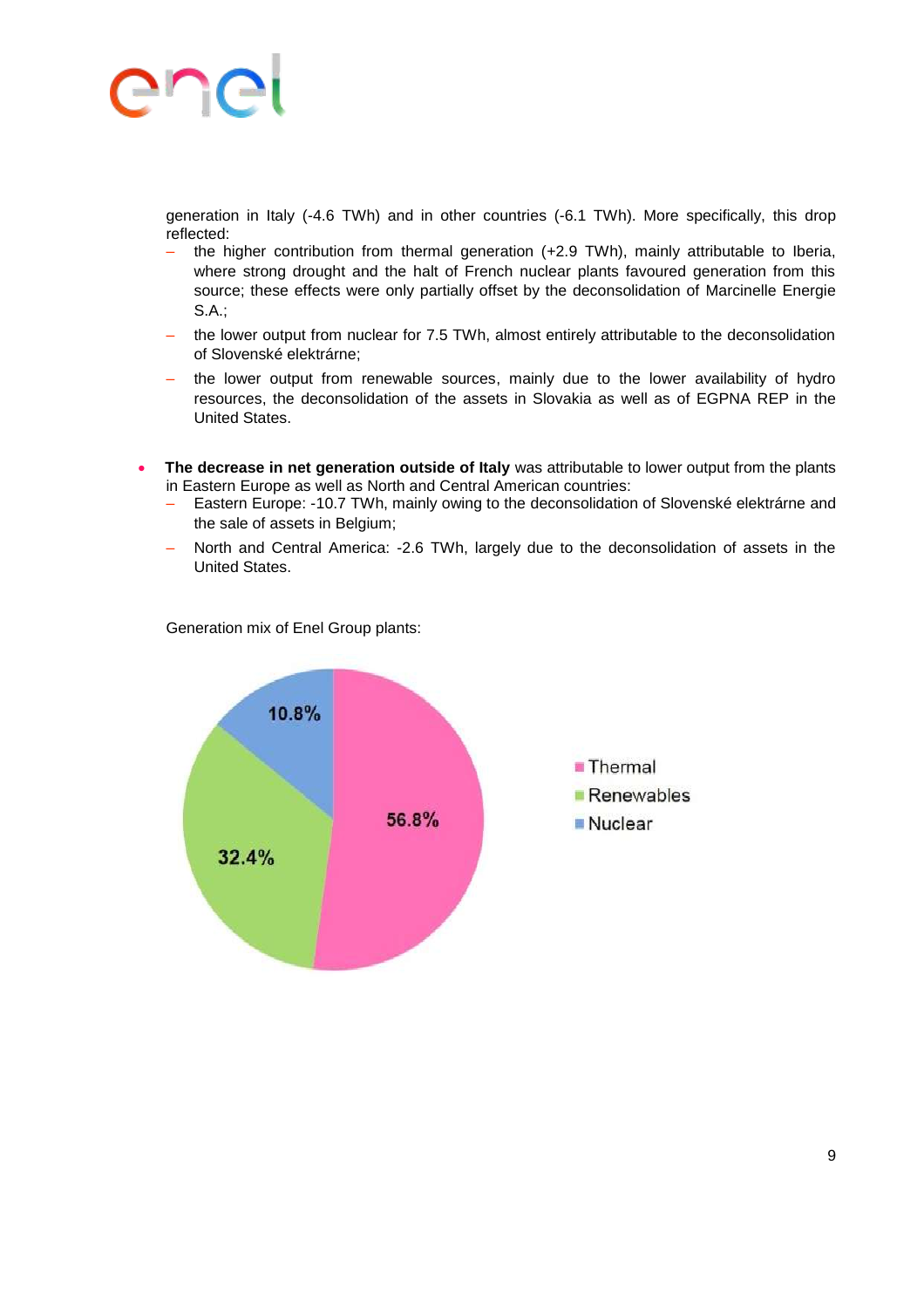generation in Italy (-4.6 TWh) and in other countries (-6.1 TWh). More specifically, this drop reflected:

- the higher contribution from thermal generation (+2.9 TWh), mainly attributable to Iberia, where strong drought and the halt of French nuclear plants favoured generation from this source; these effects were only partially offset by the deconsolidation of Marcinelle Energie S.A.;
- the lower output from nuclear for 7.5 TWh, almost entirely attributable to the deconsolidation of Slovenské elektrárne;
- the lower output from renewable sources, mainly due to the lower availability of hydro resources, the deconsolidation of the assets in Slovakia as well as of EGPNA REP in the United States.

- **The decrease in net generation outside of Italy** was attributable to lower output from the plants in Eastern Europe as well as North and Central American countries:
  - Eastern Europe: -10.7 TWh, mainly owing to the deconsolidation of Slovenské elektrárne and the sale of assets in Belgium;
  - North and Central America: -2.6 TWh, largely due to the deconsolidation of assets in the United States.

Generation mix of Enel Group plants:

| Source | Share |
|---|---|
| Thermal | 56.8% |
| Renewables | 32.4% |
| Nuclear | 10.8% |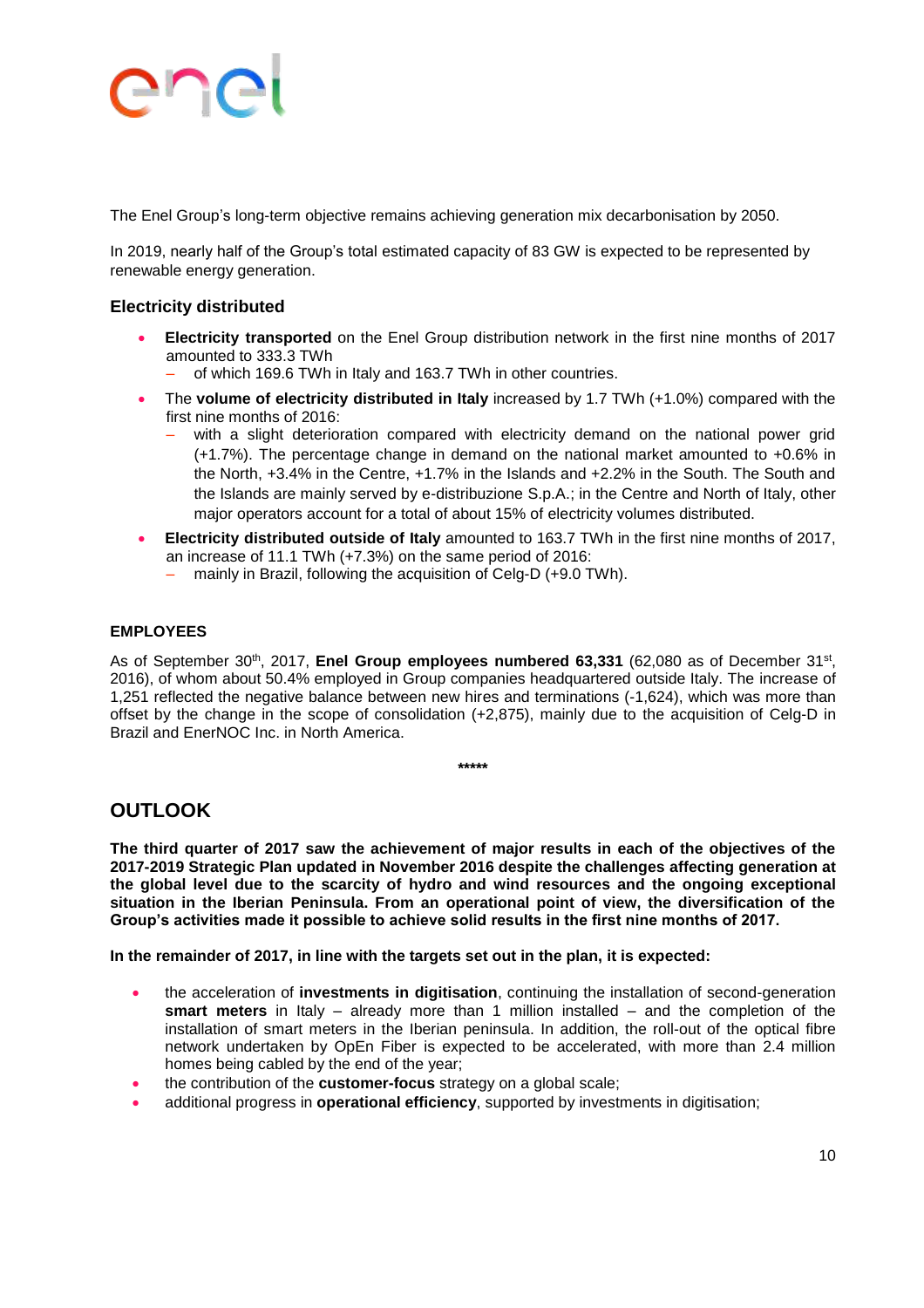The Enel Group's long-term objective remains achieving generation mix decarbonisation by 2050.

In 2019, nearly half of the Group's total estimated capacity of 83 GW is expected to be represented by renewable energy generation.

### Electricity distributed

- **Electricity transported** on the Enel Group distribution network in the first nine months of 2017 amounted to 333.3 TWh
  - of which 169.6 TWh in Italy and 163.7 TWh in other countries.
- The **volume of electricity distributed in Italy** increased by 1.7 TWh (+1.0%) compared with the first nine months of 2016:
  - with a slight deterioration compared with electricity demand on the national power grid (+1.7%). The percentage change in demand on the national market amounted to +0.6% in the North, +3.4% in the Centre, +1.7% in the Islands and +2.2% in the South. The South and the Islands are mainly served by e-distribuzione S.p.A.; in the Centre and North of Italy, other major operators account for a total of about 15% of electricity volumes distributed.
- **Electricity distributed outside of Italy** amounted to 163.7 TWh in the first nine months of 2017, an increase of 11.1 TWh (+7.3%) on the same period of 2016:
  - mainly in Brazil, following the acquisition of Celg-D (+9.0 TWh).

### EMPLOYEES

As of September 30th, 2017, **Enel Group employees numbered 63,331** (62,080 as of December 31st, 2016), of whom about 50.4% employed in Group companies headquartered outside Italy. The increase of 1,251 reflected the negative balance between new hires and terminations (-1,624), which was more than offset by the change in the scope of consolidation (+2,875), mainly due to the acquisition of Celg-D in Brazil and EnerNOC Inc. in North America.

*****

## OUTLOOK

**The third quarter of 2017 saw the achievement of major results in each of the objectives of the 2017-2019 Strategic Plan updated in November 2016 despite the challenges affecting generation at the global level due to the scarcity of hydro and wind resources and the ongoing exceptional situation in the Iberian Peninsula. From an operational point of view, the diversification of the Group's activities made it possible to achieve solid results in the first nine months of 2017.**

**In the remainder of 2017, in line with the targets set out in the plan, it is expected:**

- the acceleration of **investments in digitisation**, continuing the installation of second-generation **smart meters** in Italy – already more than 1 million installed – and the completion of the installation of smart meters in the Iberian peninsula. In addition, the roll-out of the optical fibre network undertaken by OpEn Fiber is expected to be accelerated, with more than 2.4 million homes being cabled by the end of the year;
- the contribution of the **customer-focus** strategy on a global scale;
- additional progress in **operational efficiency**, supported by investments in digitisation;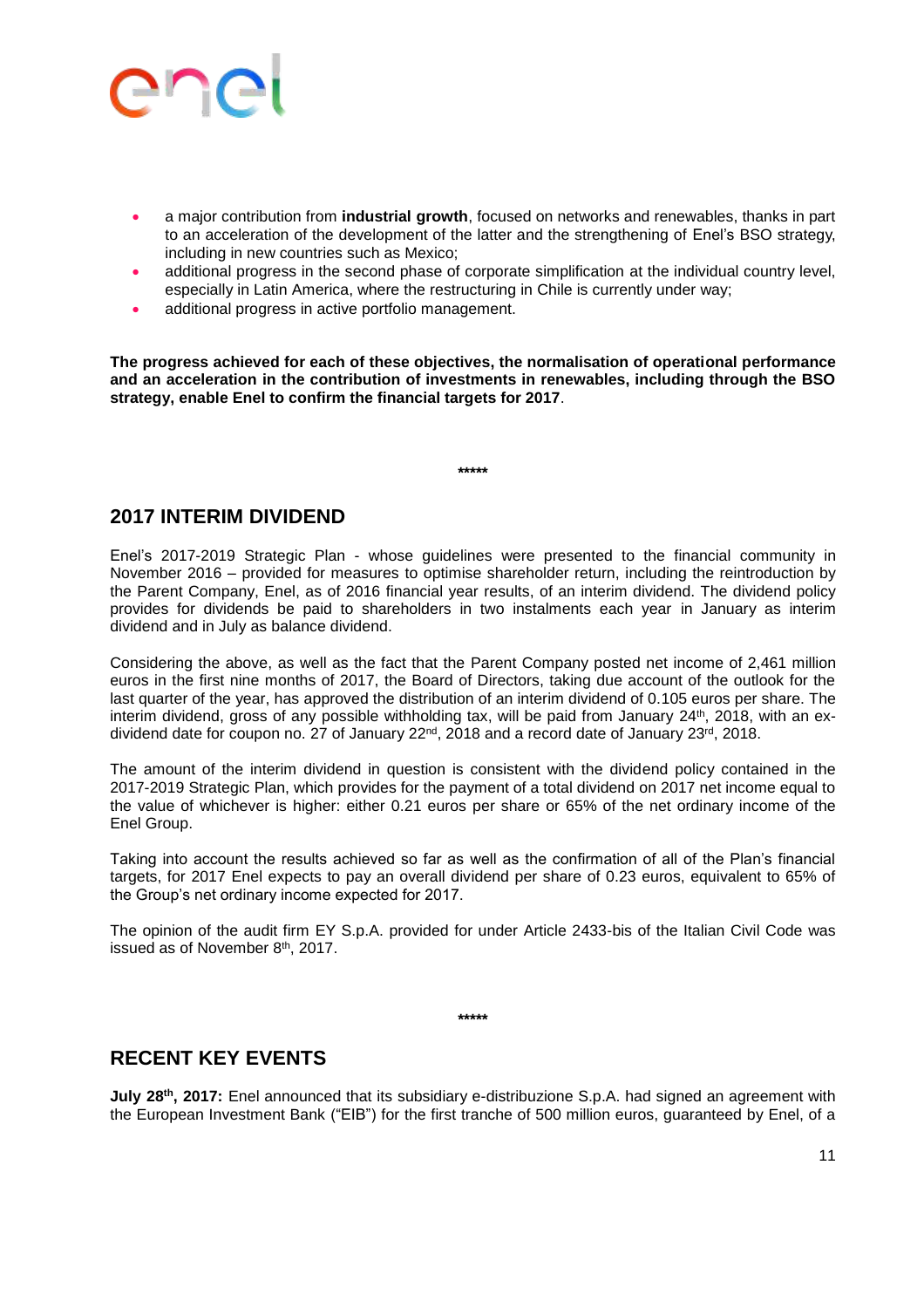- a major contribution from **industrial growth**, focused on networks and renewables, thanks in part to an acceleration of the development of the latter and the strengthening of Enel's BSO strategy, including in new countries such as Mexico;
- additional progress in the second phase of corporate simplification at the individual country level, especially in Latin America, where the restructuring in Chile is currently under way;
- additional progress in active portfolio management.

**The progress achieved for each of these objectives, the normalisation of operational performance and an acceleration in the contribution of investments in renewables, including through the BSO strategy, enable Enel to confirm the financial targets for 2017**.

*****

## 2017 INTERIM DIVIDEND

Enel's 2017-2019 Strategic Plan - whose guidelines were presented to the financial community in November 2016 – provided for measures to optimise shareholder return, including the reintroduction by the Parent Company, Enel, as of 2016 financial year results, of an interim dividend. The dividend policy provides for dividends be paid to shareholders in two instalments each year in January as interim dividend and in July as balance dividend.

Considering the above, as well as the fact that the Parent Company posted net income of 2,461 million euros in the first nine months of 2017, the Board of Directors, taking due account of the outlook for the last quarter of the year, has approved the distribution of an interim dividend of 0.105 euros per share. The interim dividend, gross of any possible withholding tax, will be paid from January 24th, 2018, with an ex-dividend date for coupon no. 27 of January 22nd, 2018 and a record date of January 23rd, 2018.

The amount of the interim dividend in question is consistent with the dividend policy contained in the 2017-2019 Strategic Plan, which provides for the payment of a total dividend on 2017 net income equal to the value of whichever is higher: either 0.21 euros per share or 65% of the net ordinary income of the Enel Group.

Taking into account the results achieved so far as well as the confirmation of all of the Plan's financial targets, for 2017 Enel expects to pay an overall dividend per share of 0.23 euros, equivalent to 65% of the Group's net ordinary income expected for 2017.

The opinion of the audit firm EY S.p.A. provided for under Article 2433-bis of the Italian Civil Code was issued as of November 8th, 2017.

*****

## RECENT KEY EVENTS

**July 28th, 2017:** Enel announced that its subsidiary e-distribuzione S.p.A. had signed an agreement with the European Investment Bank ("EIB") for the first tranche of 500 million euros, guaranteed by Enel, of a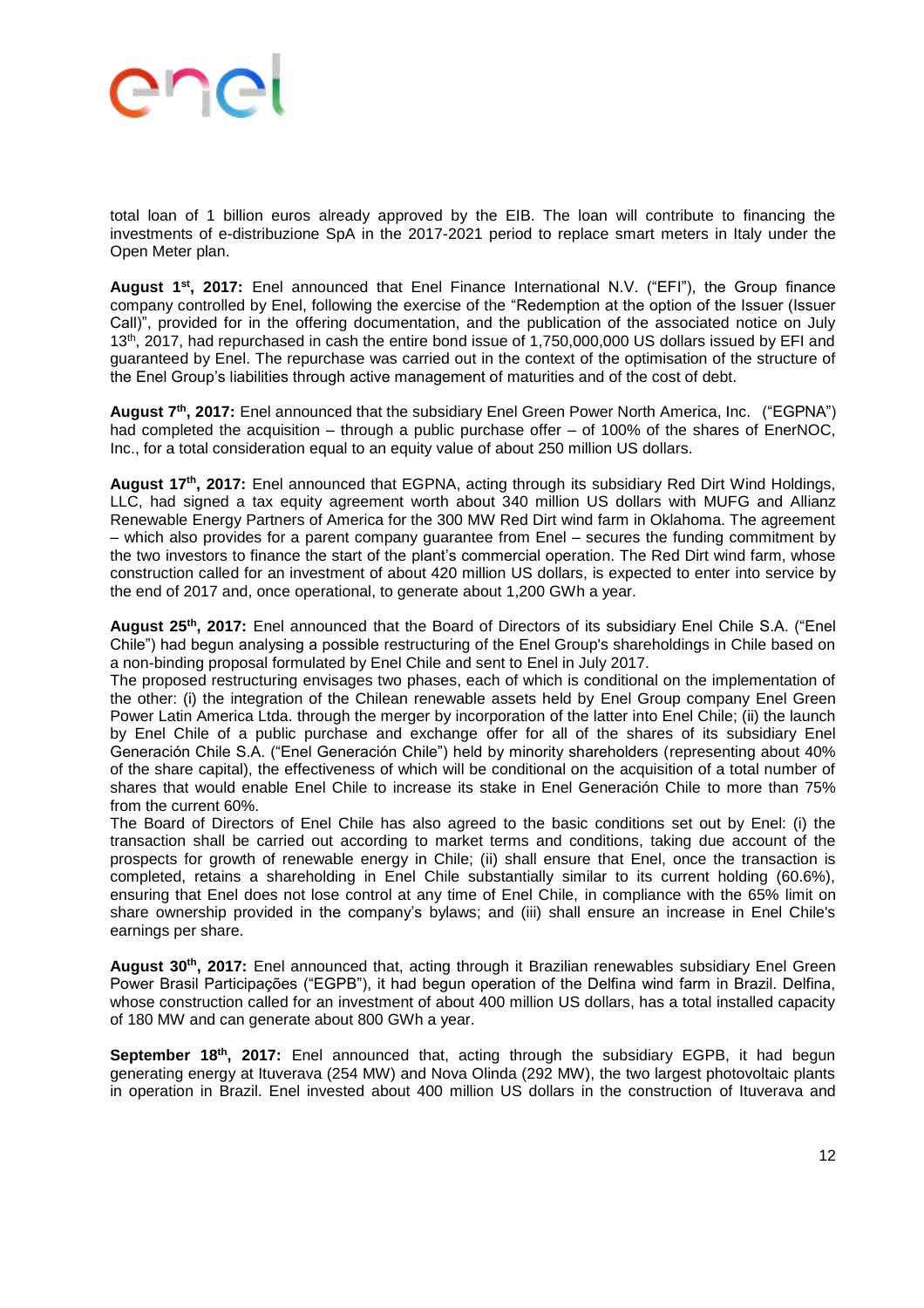total loan of 1 billion euros already approved by the EIB. The loan will contribute to financing the investments of e-distribuzione SpA in the 2017-2021 period to replace smart meters in Italy under the Open Meter plan.

**August 1st, 2017:** Enel announced that Enel Finance International N.V. ("EFI"), the Group finance company controlled by Enel, following the exercise of the "Redemption at the option of the Issuer (Issuer Call)", provided for in the offering documentation, and the publication of the associated notice on July 13th, 2017, had repurchased in cash the entire bond issue of 1,750,000,000 US dollars issued by EFI and guaranteed by Enel. The repurchase was carried out in the context of the optimisation of the structure of the Enel Group's liabilities through active management of maturities and of the cost of debt.

**August 7th, 2017:** Enel announced that the subsidiary Enel Green Power North America, Inc. ("EGPNA") had completed the acquisition – through a public purchase offer – of 100% of the shares of EnerNOC, Inc., for a total consideration equal to an equity value of about 250 million US dollars.

**August 17th, 2017:** Enel announced that EGPNA, acting through its subsidiary Red Dirt Wind Holdings, LLC, had signed a tax equity agreement worth about 340 million US dollars with MUFG and Allianz Renewable Energy Partners of America for the 300 MW Red Dirt wind farm in Oklahoma. The agreement – which also provides for a parent company guarantee from Enel – secures the funding commitment by the two investors to finance the start of the plant's commercial operation. The Red Dirt wind farm, whose construction called for an investment of about 420 million US dollars, is expected to enter into service by the end of 2017 and, once operational, to generate about 1,200 GWh a year.

**August 25th, 2017:** Enel announced that the Board of Directors of its subsidiary Enel Chile S.A. ("Enel Chile") had begun analysing a possible restructuring of the Enel Group's shareholdings in Chile based on a non-binding proposal formulated by Enel Chile and sent to Enel in July 2017.
The proposed restructuring envisages two phases, each of which is conditional on the implementation of the other: (i) the integration of the Chilean renewable assets held by Enel Group company Enel Green Power Latin America Ltda. through the merger by incorporation of the latter into Enel Chile; (ii) the launch by Enel Chile of a public purchase and exchange offer for all of the shares of its subsidiary Enel Generación Chile S.A. ("Enel Generación Chile") held by minority shareholders (representing about 40% of the share capital), the effectiveness of which will be conditional on the acquisition of a total number of shares that would enable Enel Chile to increase its stake in Enel Generación Chile to more than 75% from the current 60%.
The Board of Directors of Enel Chile has also agreed to the basic conditions set out by Enel: (i) the transaction shall be carried out according to market terms and conditions, taking due account of the prospects for growth of renewable energy in Chile; (ii) shall ensure that Enel, once the transaction is completed, retains a shareholding in Enel Chile substantially similar to its current holding (60.6%), ensuring that Enel does not lose control at any time of Enel Chile, in compliance with the 65% limit on share ownership provided in the company's bylaws; and (iii) shall ensure an increase in Enel Chile's earnings per share.

**August 30th, 2017:** Enel announced that, acting through it Brazilian renewables subsidiary Enel Green Power Brasil Participações ("EGPB"), it had begun operation of the Delfina wind farm in Brazil. Delfina, whose construction called for an investment of about 400 million US dollars, has a total installed capacity of 180 MW and can generate about 800 GWh a year.

**September 18th, 2017:** Enel announced that, acting through the subsidiary EGPB, it had begun generating energy at Ituverava (254 MW) and Nova Olinda (292 MW), the two largest photovoltaic plants in operation in Brazil. Enel invested about 400 million US dollars in the construction of Ituverava and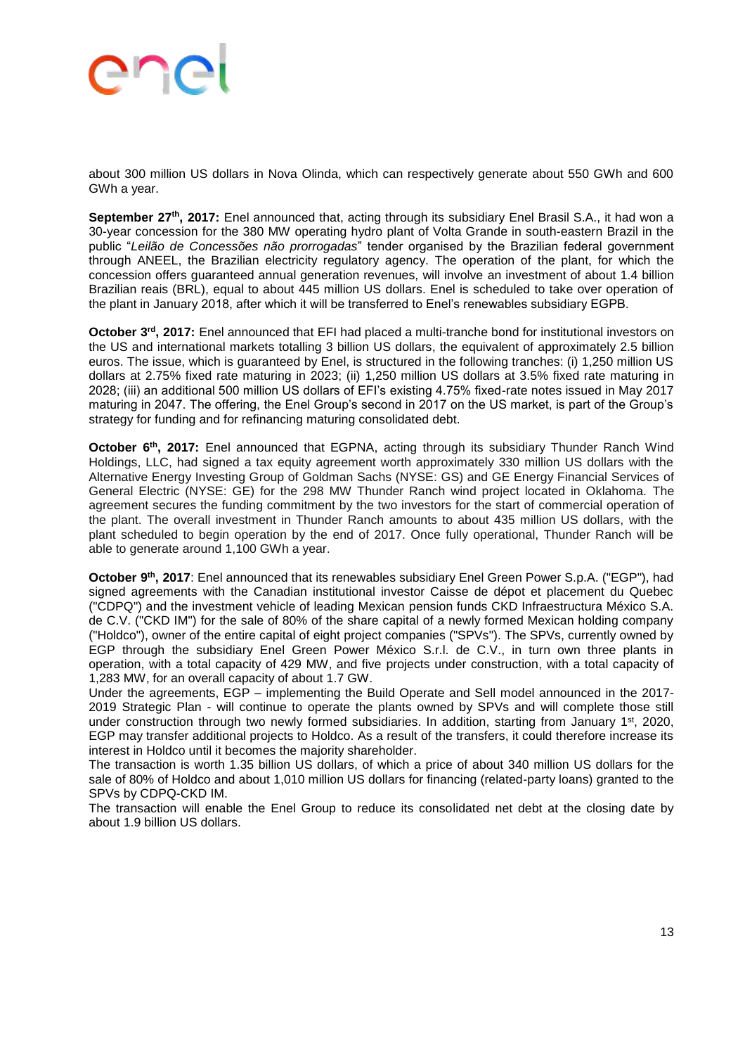about 300 million US dollars in Nova Olinda, which can respectively generate about 550 GWh and 600 GWh a year.

**September 27th, 2017:** Enel announced that, acting through its subsidiary Enel Brasil S.A., it had won a 30-year concession for the 380 MW operating hydro plant of Volta Grande in south-eastern Brazil in the public "*Leilão de Concessões não prorrogadas*" tender organised by the Brazilian federal government through ANEEL, the Brazilian electricity regulatory agency. The operation of the plant, for which the concession offers guaranteed annual generation revenues, will involve an investment of about 1.4 billion Brazilian reais (BRL), equal to about 445 million US dollars. Enel is scheduled to take over operation of the plant in January 2018, after which it will be transferred to Enel's renewables subsidiary EGPB.

**October 3rd, 2017:** Enel announced that EFI had placed a multi-tranche bond for institutional investors on the US and international markets totalling 3 billion US dollars, the equivalent of approximately 2.5 billion euros. The issue, which is guaranteed by Enel, is structured in the following tranches: (i) 1,250 million US dollars at 2.75% fixed rate maturing in 2023; (ii) 1,250 million US dollars at 3.5% fixed rate maturing in 2028; (iii) an additional 500 million US dollars of EFI's existing 4.75% fixed-rate notes issued in May 2017 maturing in 2047. The offering, the Enel Group's second in 2017 on the US market, is part of the Group's strategy for funding and for refinancing maturing consolidated debt.

**October 6th, 2017:** Enel announced that EGPNA, acting through its subsidiary Thunder Ranch Wind Holdings, LLC, had signed a tax equity agreement worth approximately 330 million US dollars with the Alternative Energy Investing Group of Goldman Sachs (NYSE: GS) and GE Energy Financial Services of General Electric (NYSE: GE) for the 298 MW Thunder Ranch wind project located in Oklahoma. The agreement secures the funding commitment by the two investors for the start of commercial operation of the plant. The overall investment in Thunder Ranch amounts to about 435 million US dollars, with the plant scheduled to begin operation by the end of 2017. Once fully operational, Thunder Ranch will be able to generate around 1,100 GWh a year.

**October 9th, 2017**: Enel announced that its renewables subsidiary Enel Green Power S.p.A. ("EGP"), had signed agreements with the Canadian institutional investor Caisse de dépot et placement du Quebec ("CDPQ") and the investment vehicle of leading Mexican pension funds CKD Infraestructura México S.A. de C.V. ("CKD IM") for the sale of 80% of the share capital of a newly formed Mexican holding company ("Holdco"), owner of the entire capital of eight project companies ("SPVs"). The SPVs, currently owned by EGP through the subsidiary Enel Green Power México S.r.l. de C.V., in turn own three plants in operation, with a total capacity of 429 MW, and five projects under construction, with a total capacity of 1,283 MW, for an overall capacity of about 1.7 GW.

Under the agreements, EGP – implementing the Build Operate and Sell model announced in the 2017-2019 Strategic Plan - will continue to operate the plants owned by SPVs and will complete those still under construction through two newly formed subsidiaries. In addition, starting from January 1st, 2020, EGP may transfer additional projects to Holdco. As a result of the transfers, it could therefore increase its interest in Holdco until it becomes the majority shareholder.

The transaction is worth 1.35 billion US dollars, of which a price of about 340 million US dollars for the sale of 80% of Holdco and about 1,010 million US dollars for financing (related-party loans) granted to the SPVs by CDPQ-CKD IM.

The transaction will enable the Enel Group to reduce its consolidated net debt at the closing date by about 1.9 billion US dollars.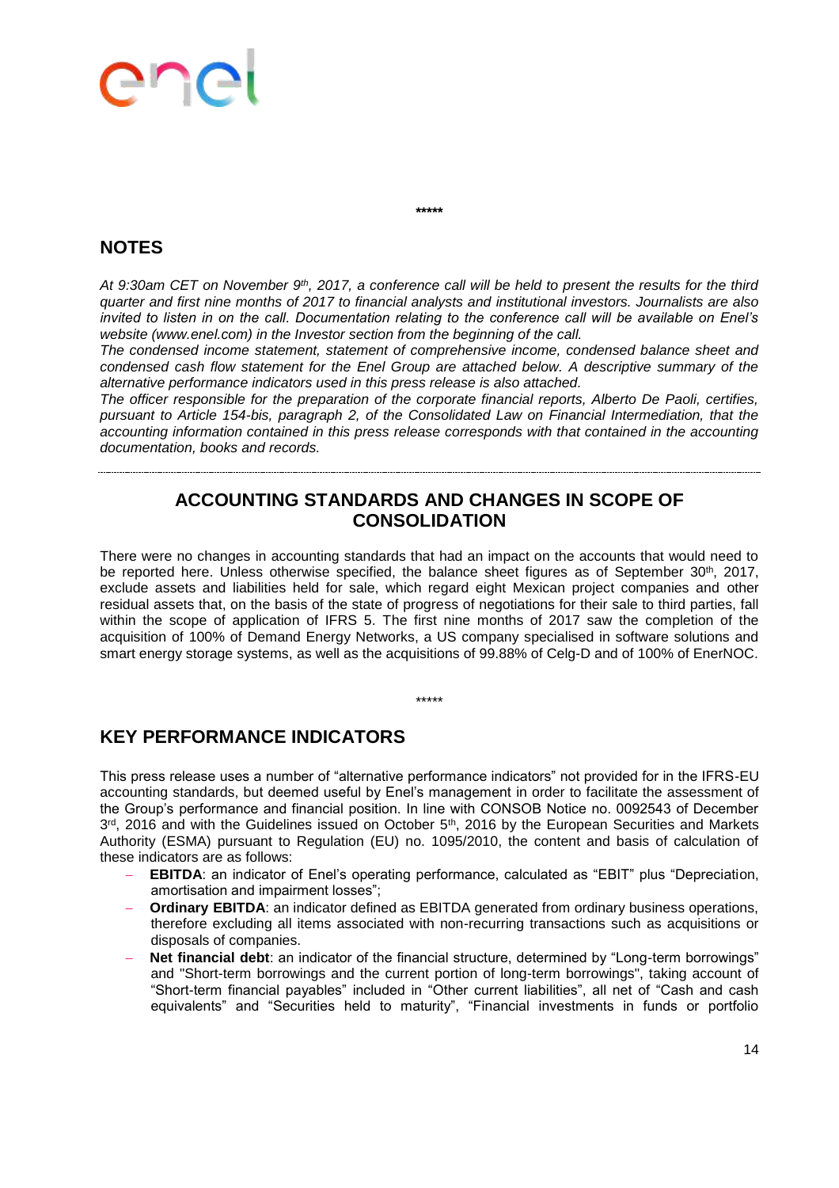\*\*\*\*\*

## NOTES

*At 9:30am CET on November 9th, 2017, a conference call will be held to present the results for the third quarter and first nine months of 2017 to financial analysts and institutional investors. Journalists are also invited to listen in on the call. Documentation relating to the conference call will be available on Enel's website (www.enel.com) in the Investor section from the beginning of the call.*

*The condensed income statement, statement of comprehensive income, condensed balance sheet and condensed cash flow statement for the Enel Group are attached below. A descriptive summary of the alternative performance indicators used in this press release is also attached.*

*The officer responsible for the preparation of the corporate financial reports, Alberto De Paoli, certifies, pursuant to Article 154-bis, paragraph 2, of the Consolidated Law on Financial Intermediation, that the accounting information contained in this press release corresponds with that contained in the accounting documentation, books and records.*

---

## ACCOUNTING STANDARDS AND CHANGES IN SCOPE OF CONSOLIDATION

There were no changes in accounting standards that had an impact on the accounts that would need to be reported here. Unless otherwise specified, the balance sheet figures as of September 30th, 2017, exclude assets and liabilities held for sale, which regard eight Mexican project companies and other residual assets that, on the basis of the state of progress of negotiations for their sale to third parties, fall within the scope of application of IFRS 5. The first nine months of 2017 saw the completion of the acquisition of 100% of Demand Energy Networks, a US company specialised in software solutions and smart energy storage systems, as well as the acquisitions of 99.88% of Celg-D and of 100% of EnerNOC.

\*\*\*\*\*

## KEY PERFORMANCE INDICATORS

This press release uses a number of "alternative performance indicators" not provided for in the IFRS-EU accounting standards, but deemed useful by Enel's management in order to facilitate the assessment of the Group's performance and financial position. In line with CONSOB Notice no. 0092543 of December 3rd, 2016 and with the Guidelines issued on October 5th, 2016 by the European Securities and Markets Authority (ESMA) pursuant to Regulation (EU) no. 1095/2010, the content and basis of calculation of these indicators are as follows:

- **EBITDA**: an indicator of Enel's operating performance, calculated as "EBIT" plus "Depreciation, amortisation and impairment losses";
- **Ordinary EBITDA**: an indicator defined as EBITDA generated from ordinary business operations, therefore excluding all items associated with non-recurring transactions such as acquisitions or disposals of companies.
- **Net financial debt**: an indicator of the financial structure, determined by "Long-term borrowings" and "Short-term borrowings and the current portion of long-term borrowings", taking account of "Short-term financial payables" included in "Other current liabilities", all net of "Cash and cash equivalents" and "Securities held to maturity", "Financial investments in funds or portfolio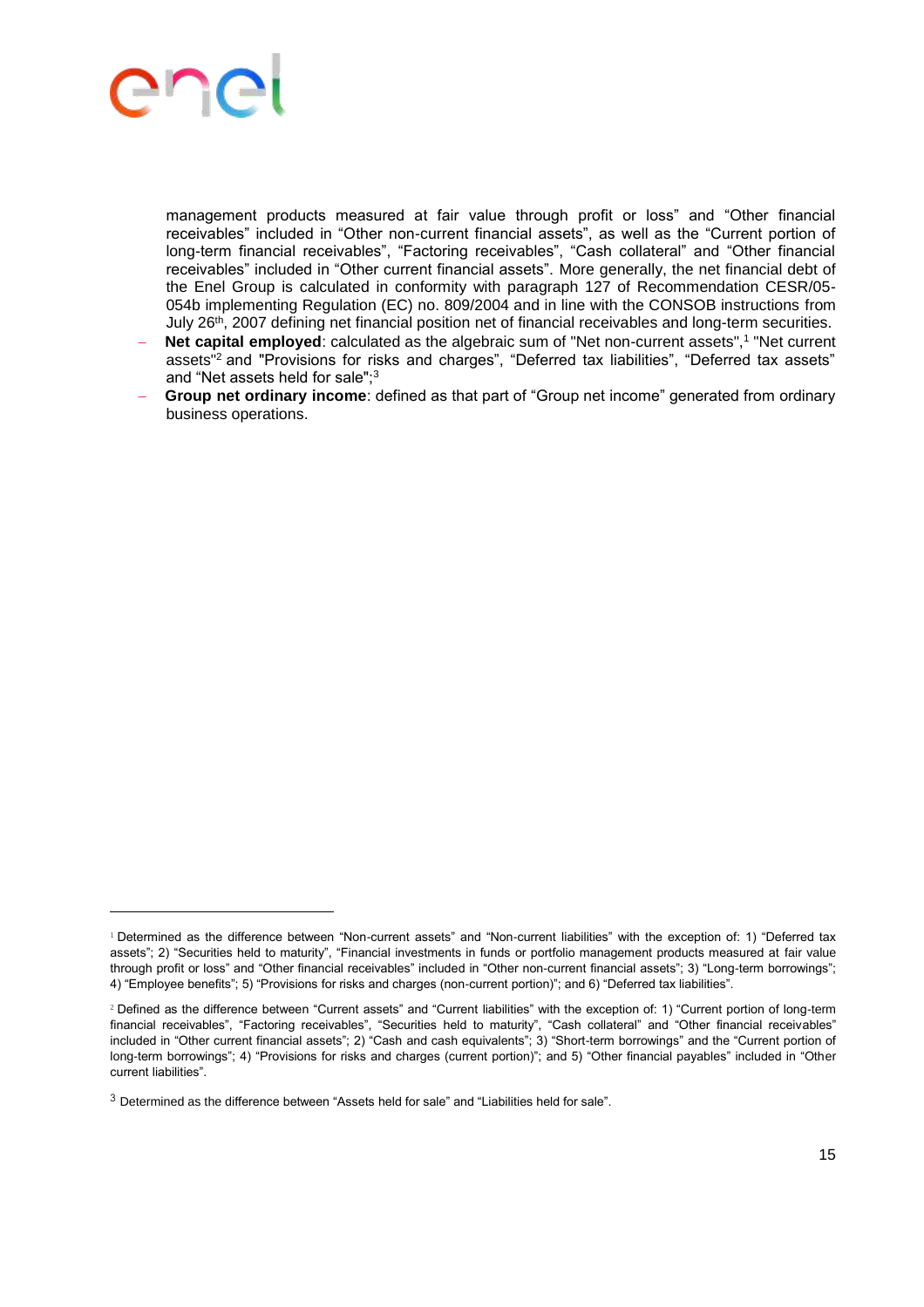management products measured at fair value through profit or loss" and "Other financial receivables" included in "Other non-current financial assets", as well as the "Current portion of long-term financial receivables", "Factoring receivables", "Cash collateral" and "Other financial receivables" included in "Other current financial assets". More generally, the net financial debt of the Enel Group is calculated in conformity with paragraph 127 of Recommendation CESR/05-054b implementing Regulation (EC) no. 809/2004 and in line with the CONSOB instructions from July 26th, 2007 defining net financial position net of financial receivables and long-term securities.

- **Net capital employed**: calculated as the algebraic sum of "Net non-current assets",[1] "Net current assets"[2] and "Provisions for risks and charges", "Deferred tax liabilities", "Deferred tax assets" and "Net assets held for sale";[3]
- **Group net ordinary income**: defined as that part of "Group net income" generated from ordinary business operations.

---

[1] Determined as the difference between "Non-current assets" and "Non-current liabilities" with the exception of: 1) "Deferred tax assets"; 2) "Securities held to maturity", "Financial investments in funds or portfolio management products measured at fair value through profit or loss" and "Other financial receivables" included in "Other non-current financial assets"; 3) "Long-term borrowings"; 4) "Employee benefits"; 5) "Provisions for risks and charges (non-current portion)"; and 6) "Deferred tax liabilities".

[2] Defined as the difference between "Current assets" and "Current liabilities" with the exception of: 1) "Current portion of long-term financial receivables", "Factoring receivables", "Securities held to maturity", "Cash collateral" and "Other financial receivables" included in "Other current financial assets"; 2) "Cash and cash equivalents"; 3) "Short-term borrowings" and the "Current portion of long-term borrowings"; 4) "Provisions for risks and charges (current portion)"; and 5) "Other financial payables" included in "Other current liabilities".

[3] Determined as the difference between "Assets held for sale" and "Liabilities held for sale".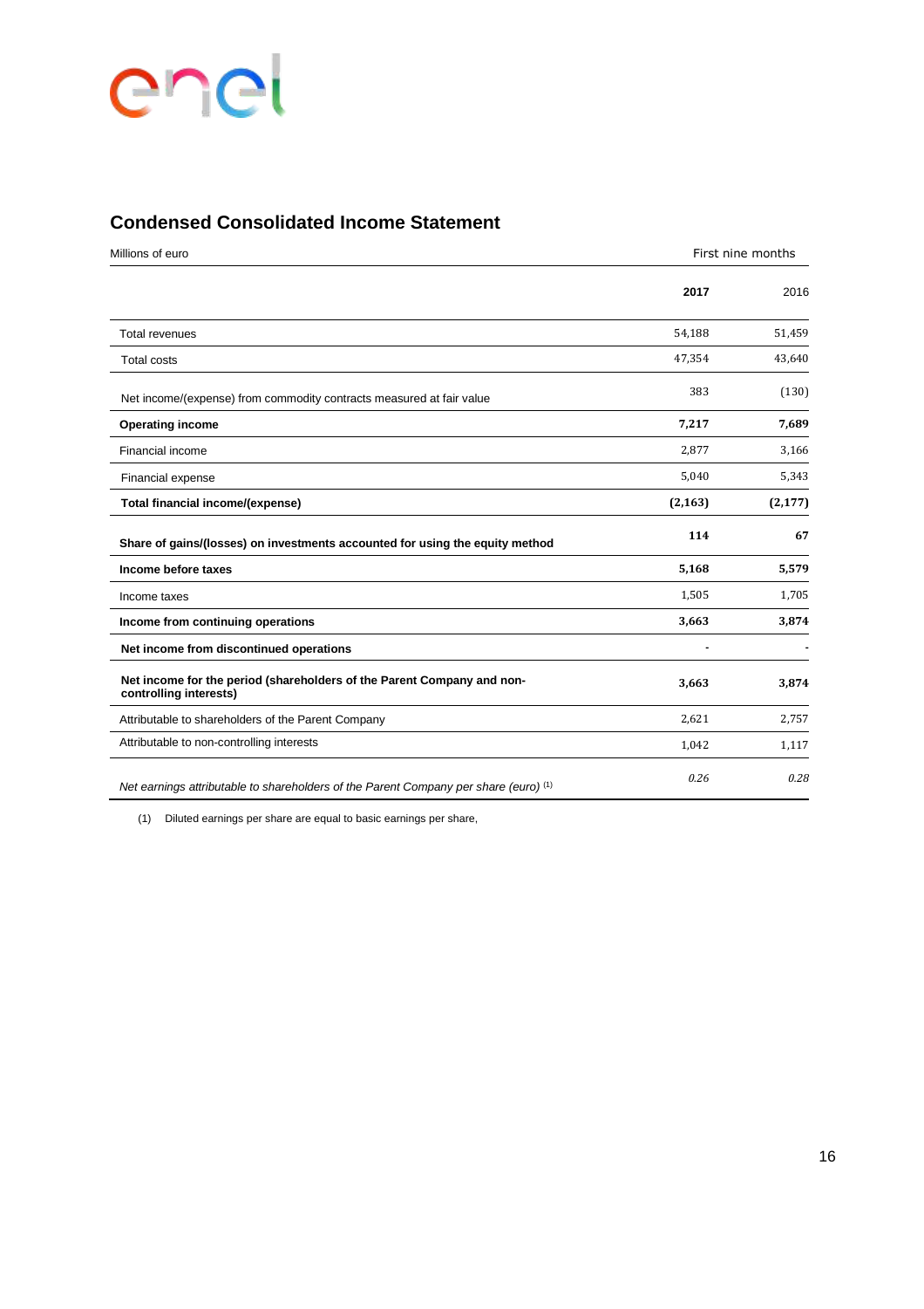## Condensed Consolidated Income Statement

| Millions of euro | First nine months | |
|---|---|---|
| | **2017** | 2016 |
| Total revenues | 54,188 | 51,459 |
| Total costs | 47,354 | 43,640 |
| Net income/(expense) from commodity contracts measured at fair value | 383 | (130) |
| **Operating income** | **7,217** | **7,689** |
| Financial income | 2,877 | 3,166 |
| Financial expense | 5,040 | 5,343 |
| **Total financial income/(expense)** | **(2,163)** | **(2,177)** |
| **Share of gains/(losses) on investments accounted for using the equity method** | **114** | **67** |
| **Income before taxes** | **5,168** | **5,579** |
| Income taxes | 1,505 | 1,705 |
| **Income from continuing operations** | **3,663** | **3,874** |
| **Net income from discontinued operations** | **-** | **-** |
| **Net income for the period (shareholders of the Parent Company and non-controlling interests)** | **3,663** | **3,874** |
| Attributable to shareholders of the Parent Company | 2,621 | 2,757 |
| Attributable to non-controlling interests | 1,042 | 1,117 |
| *Net earnings attributable to shareholders of the Parent Company per share (euro)* [1] | *0.26* | *0.28* |

(1) Diluted earnings per share are equal to basic earnings per share,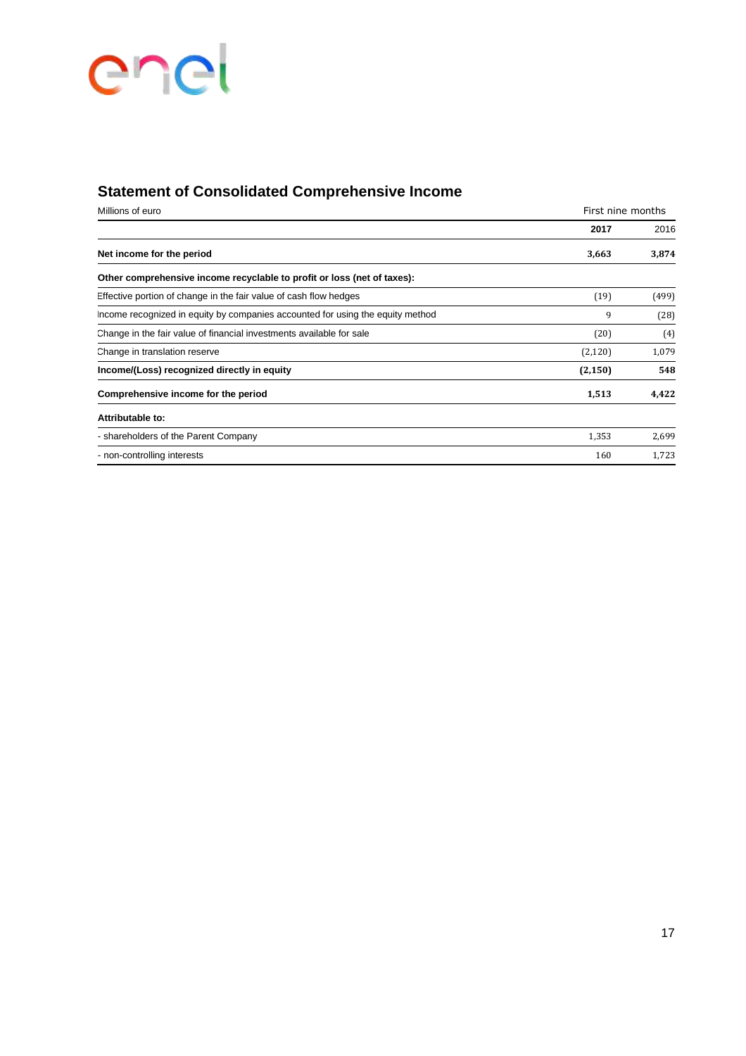## Statement of Consolidated Comprehensive Income

| Millions of euro | First nine months | |
|---|---|---|
| | **2017** | 2016 |
| **Net income for the period** | **3,663** | **3,874** |
| **Other comprehensive income recyclable to profit or loss (net of taxes):** | | |
| Effective portion of change in the fair value of cash flow hedges | (19) | (499) |
| Income recognized in equity by companies accounted for using the equity method | 9 | (28) |
| Change in the fair value of financial investments available for sale | (20) | (4) |
| Change in translation reserve | (2,120) | 1,079 |
| **Income/(Loss) recognized directly in equity** | **(2,150)** | **548** |
| **Comprehensive income for the period** | **1,513** | **4,422** |
| **Attributable to:** | | |
| - shareholders of the Parent Company | 1,353 | 2,699 |
| - non-controlling interests | 160 | 1,723 |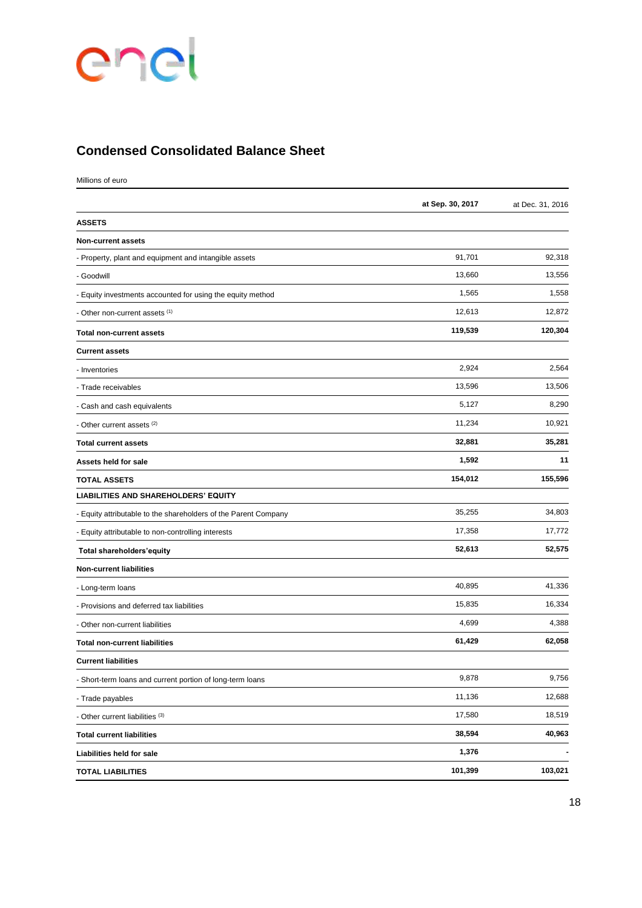## Condensed Consolidated Balance Sheet

Millions of euro

| | **at Sep. 30, 2017** | at Dec. 31, 2016 |
|---|---|---|
| **ASSETS** | | |
| **Non-current assets** | | |
| - Property, plant and equipment and intangible assets | 91,701 | 92,318 |
| - Goodwill | 13,660 | 13,556 |
| - Equity investments accounted for using the equity method | 1,565 | 1,558 |
| - Other non-current assets [(1)] | 12,613 | 12,872 |
| **Total non-current assets** | **119,539** | **120,304** |
| **Current assets** | | |
| - Inventories | 2,924 | 2,564 |
| - Trade receivables | 13,596 | 13,506 |
| - Cash and cash equivalents | 5,127 | 8,290 |
| - Other current assets [(2)] | 11,234 | 10,921 |
| **Total current assets** | **32,881** | **35,281** |
| **Assets held for sale** | **1,592** | **11** |
| **TOTAL ASSETS** | **154,012** | **155,596** |
| **LIABILITIES AND SHAREHOLDERS' EQUITY** | | |
| - Equity attributable to the shareholders of the Parent Company | 35,255 | 34,803 |
| - Equity attributable to non-controlling interests | 17,358 | 17,772 |
| **Total shareholders'equity** | **52,613** | **52,575** |
| **Non-current liabilities** | | |
| - Long-term loans | 40,895 | 41,336 |
| - Provisions and deferred tax liabilities | 15,835 | 16,334 |
| - Other non-current liabilities | 4,699 | 4,388 |
| **Total non-current liabilities** | **61,429** | **62,058** |
| **Current liabilities** | | |
| - Short-term loans and current portion of long-term loans | 9,878 | 9,756 |
| - Trade payables | 11,136 | 12,688 |
| - Other current liabilities [(3)] | 17,580 | 18,519 |
| **Total current liabilities** | **38,594** | **40,963** |
| **Liabilities held for sale** | **1,376** | **-** |
| **TOTAL LIABILITIES** | **101,399** | **103,021** |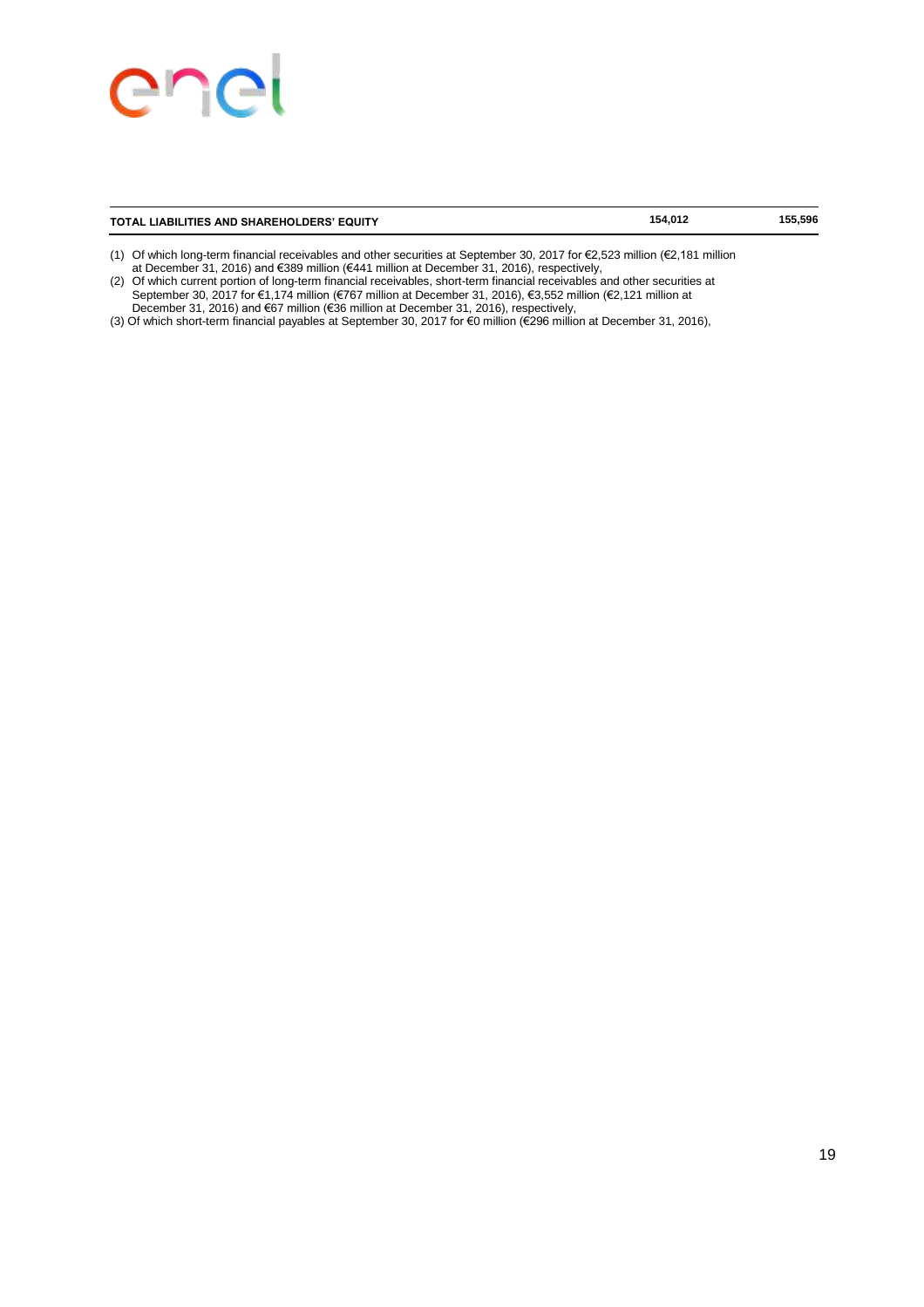| TOTAL LIABILITIES AND SHAREHOLDERS' EQUITY | 154,012 | 155,596 |
| --- | --- | --- |

(1) Of which long-term financial receivables and other securities at September 30, 2017 for €2,523 million (€2,181 million at December 31, 2016) and €389 million (€441 million at December 31, 2016), respectively,

(2) Of which current portion of long-term financial receivables, short-term financial receivables and other securities at September 30, 2017 for €1,174 million (€767 million at December 31, 2016), €3,552 million (€2,121 million at December 31, 2016) and €67 million (€36 million at December 31, 2016), respectively,

(3) Of which short-term financial payables at September 30, 2017 for €0 million (€296 million at December 31, 2016),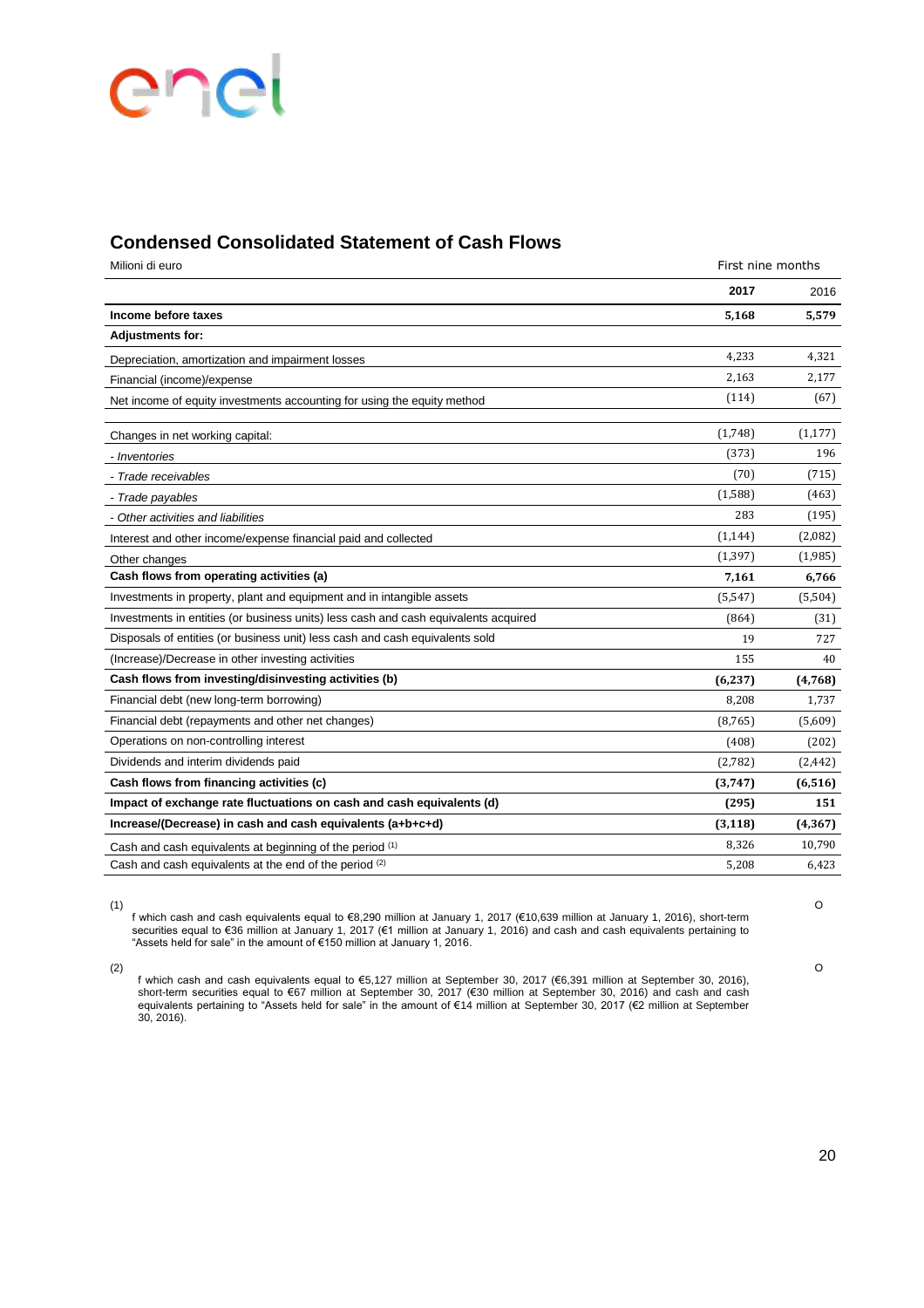## Condensed Consolidated Statement of Cash Flows

| Milioni di euro | First nine months | |
|---|---|---|
| | **2017** | 2016 |
| **Income before taxes** | **5,168** | **5,579** |
| **Adjustments for:** | | |
| Depreciation, amortization and impairment losses | 4,233 | 4,321 |
| Financial (income)/expense | 2,163 | 2,177 |
| Net income of equity investments accounting for using the equity method | (114) | (67) |
| Changes in net working capital: | (1,748) | (1,177) |
| *- Inventories* | (373) | 196 |
| *- Trade receivables* | (70) | (715) |
| *- Trade payables* | (1,588) | (463) |
| *- Other activities and liabilities* | 283 | (195) |
| Interest and other income/expense financial paid and collected | (1,144) | (2,082) |
| Other changes | (1,397) | (1,985) |
| **Cash flows from operating activities (a)** | **7,161** | **6,766** |
| Investments in property, plant and equipment and in intangible assets | (5,547) | (5,504) |
| Investments in entities (or business units) less cash and cash equivalents acquired | (864) | (31) |
| Disposals of entities (or business unit) less cash and cash equivalents sold | 19 | 727 |
| (Increase)/Decrease in other investing activities | 155 | 40 |
| **Cash flows from investing/disinvesting activities (b)** | **(6,237)** | **(4,768)** |
| Financial debt (new long-term borrowing) | 8,208 | 1,737 |
| Financial debt (repayments and other net changes) | (8,765) | (5,609) |
| Operations on non-controlling interest | (408) | (202) |
| Dividends and interim dividends paid | (2,782) | (2,442) |
| **Cash flows from financing activities (c)** | **(3,747)** | **(6,516)** |
| **Impact of exchange rate fluctuations on cash and cash equivalents (d)** | **(295)** | **151** |
| **Increase/(Decrease) in cash and cash equivalents (a+b+c+d)** | **(3,118)** | **(4,367)** |
| Cash and cash equivalents at beginning of the period [1] | 8,326 | 10,790 |
| Cash and cash equivalents at the end of the period [2] | 5,208 | 6,423 |

(1) Of which cash and cash equivalents equal to €8,290 million at January 1, 2017 (€10,639 million at January 1, 2016), short-term securities equal to €36 million at January 1, 2017 (€1 million at January 1, 2016) and cash and cash equivalents pertaining to "Assets held for sale" in the amount of €150 million at January 1, 2016.

(2) Of which cash and cash equivalents equal to €5,127 million at September 30, 2017 (€6,391 million at September 30, 2016), short-term securities equal to €67 million at September 30, 2017 (€30 million at September 30, 2016) and cash and cash equivalents pertaining to "Assets held for sale" in the amount of €14 million at September 30, 2017 (€2 million at September 30, 2016).